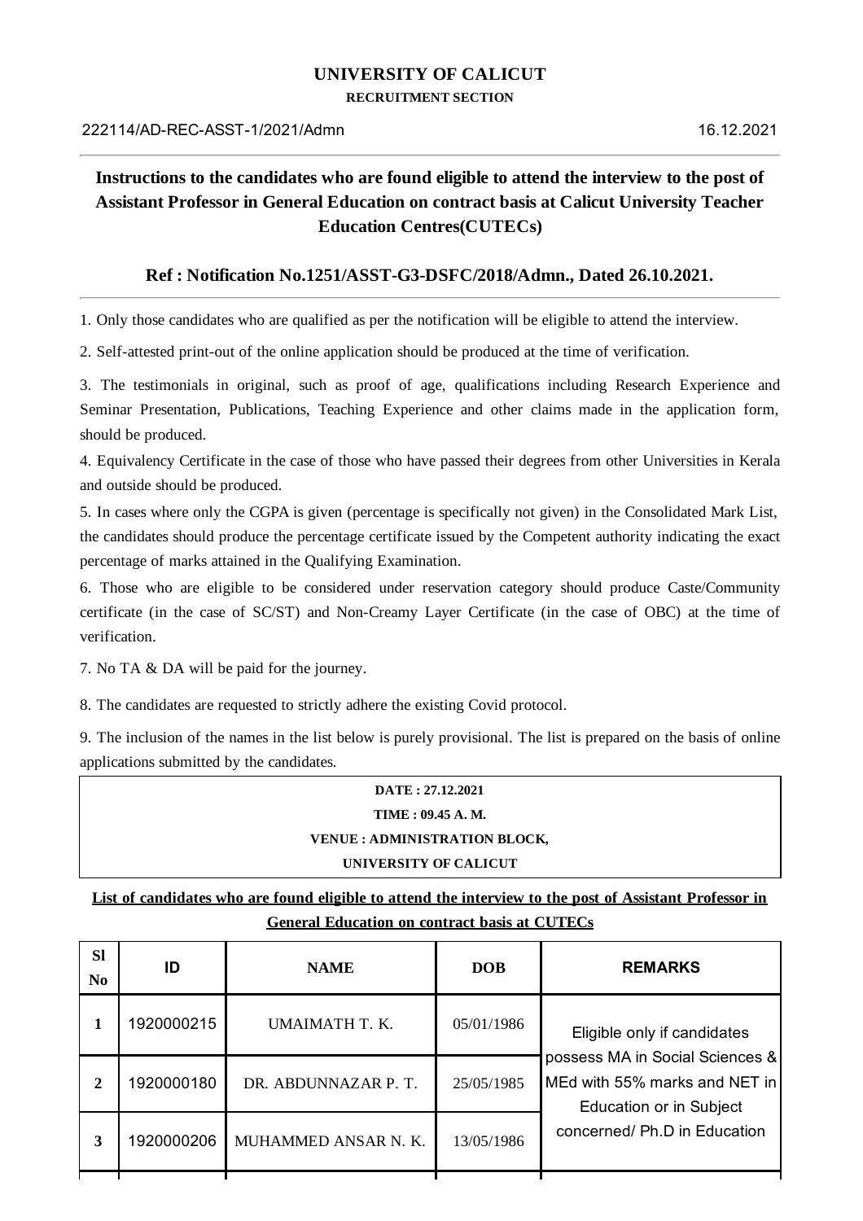# UNIVERSITY OF CALICUT

**RECRUITMENT SECTION**

222114/AD-REC-ASST-1/2021/Admn 16.12.2021

---

## Instructions to the candidates who are found eligible to attend the interview to the post of Assistant Professor in General Education on contract basis at Calicut University Teacher Education Centres(CUTECs)

### Ref : Notification No.1251/ASST-G3-DSFC/2018/Admn., Dated 26.10.2021.

---

1. Only those candidates who are qualified as per the notification will be eligible to attend the interview.

2. Self-attested print-out of the online application should be produced at the time of verification.

3. The testimonials in original, such as proof of age, qualifications including Research Experience and Seminar Presentation, Publications, Teaching Experience and other claims made in the application form, should be produced.

4. Equivalency Certificate in the case of those who have passed their degrees from other Universities in Kerala and outside should be produced.

5. In cases where only the CGPA is given (percentage is specifically not given) in the Consolidated Mark List, the candidates should produce the percentage certificate issued by the Competent authority indicating the exact percentage of marks attained in the Qualifying Examination.

6. Those who are eligible to be considered under reservation category should produce Caste/Community certificate (in the case of SC/ST) and Non-Creamy Layer Certificate (in the case of OBC) at the time of verification.

7. No TA & DA will be paid for the journey.

8. The candidates are requested to strictly adhere the existing Covid protocol.

9. The inclusion of the names in the list below is purely provisional. The list is prepared on the basis of online applications submitted by the candidates.

| DATE : 27.12.2021 |
|---|
| TIME : 09.45 A. M. |
| VENUE : ADMINISTRATION BLOCK, |
| UNIVERSITY OF CALICUT |

**List of candidates who are found eligible to attend the interview to the post of Assistant Professor in General Education on contract basis at CUTECs**

| Sl No | ID | NAME | DOB | REMARKS |
|---|---|---|---|---|
| 1 | 1920000215 | UMAIMATH T. K. | 05/01/1986 | Eligible only if candidates possess MA in Social Sciences & MEd with 55% marks and NET in Education or in Subject concerned/ Ph.D in Education |
| 2 | 1920000180 | DR. ABDUNNAZAR P. T. | 25/05/1985 | |
| 3 | 1920000206 | MUHAMMED ANSAR N. K. | 13/05/1986 | |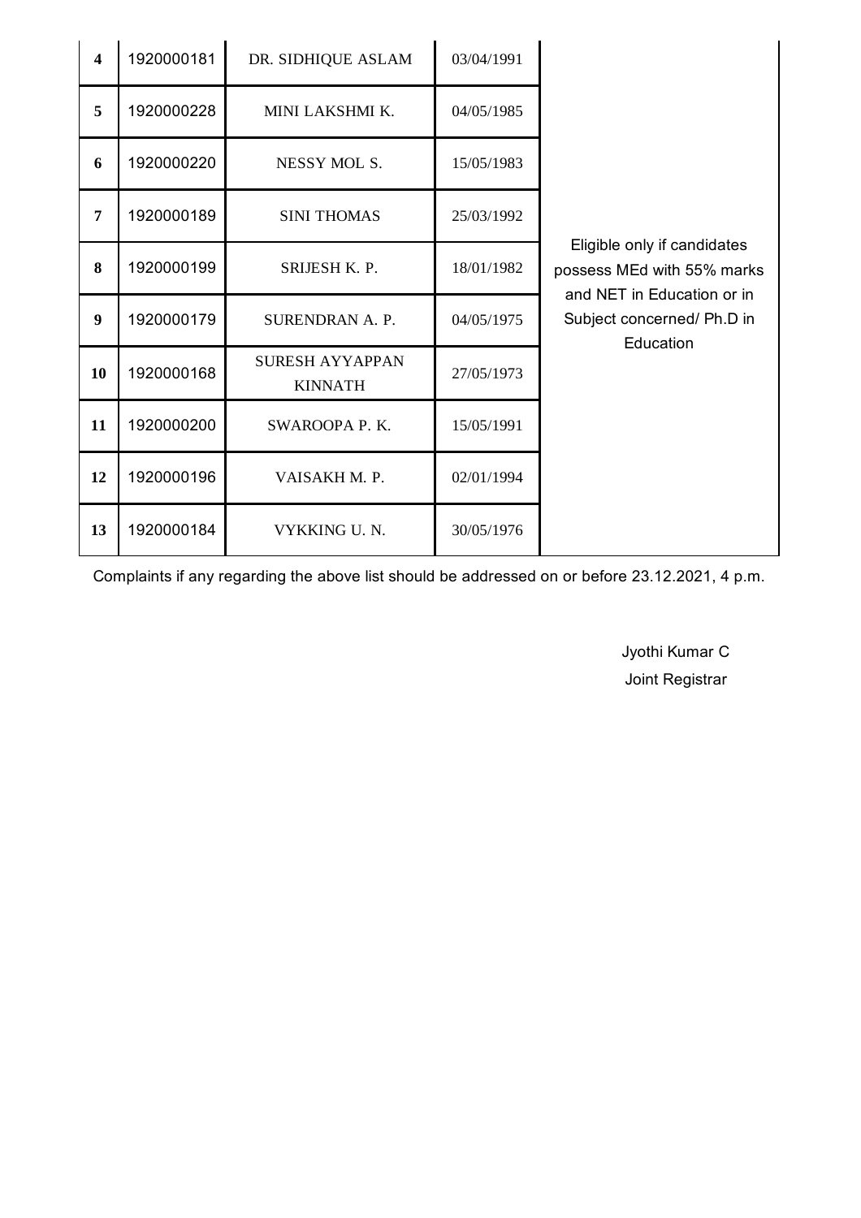| | | | | |
|---|---|---|---|---|
| **4** | 1920000181 | DR. SIDHIQUE ASLAM | 03/04/1991 | Eligible only if candidates possess MEd with 55% marks and NET in Education or in Subject concerned/ Ph.D in Education |
| **5** | 1920000228 | MINI LAKSHMI K. | 04/05/1985 | |
| **6** | 1920000220 | NESSY MOL S. | 15/05/1983 | |
| **7** | 1920000189 | SINI THOMAS | 25/03/1992 | |
| **8** | 1920000199 | SRIJESH K. P. | 18/01/1982 | |
| **9** | 1920000179 | SURENDRAN A. P. | 04/05/1975 | |
| **10** | 1920000168 | SURESH AYYAPPAN KINNATH | 27/05/1973 | |
| **11** | 1920000200 | SWAROOPA P. K. | 15/05/1991 | |
| **12** | 1920000196 | VAISAKH M. P. | 02/01/1994 | |
| **13** | 1920000184 | VYKKING U. N. | 30/05/1976 | |

Complaints if any regarding the above list should be addressed on or before 23.12.2021, 4 p.m.

Jyothi Kumar C
Joint Registrar